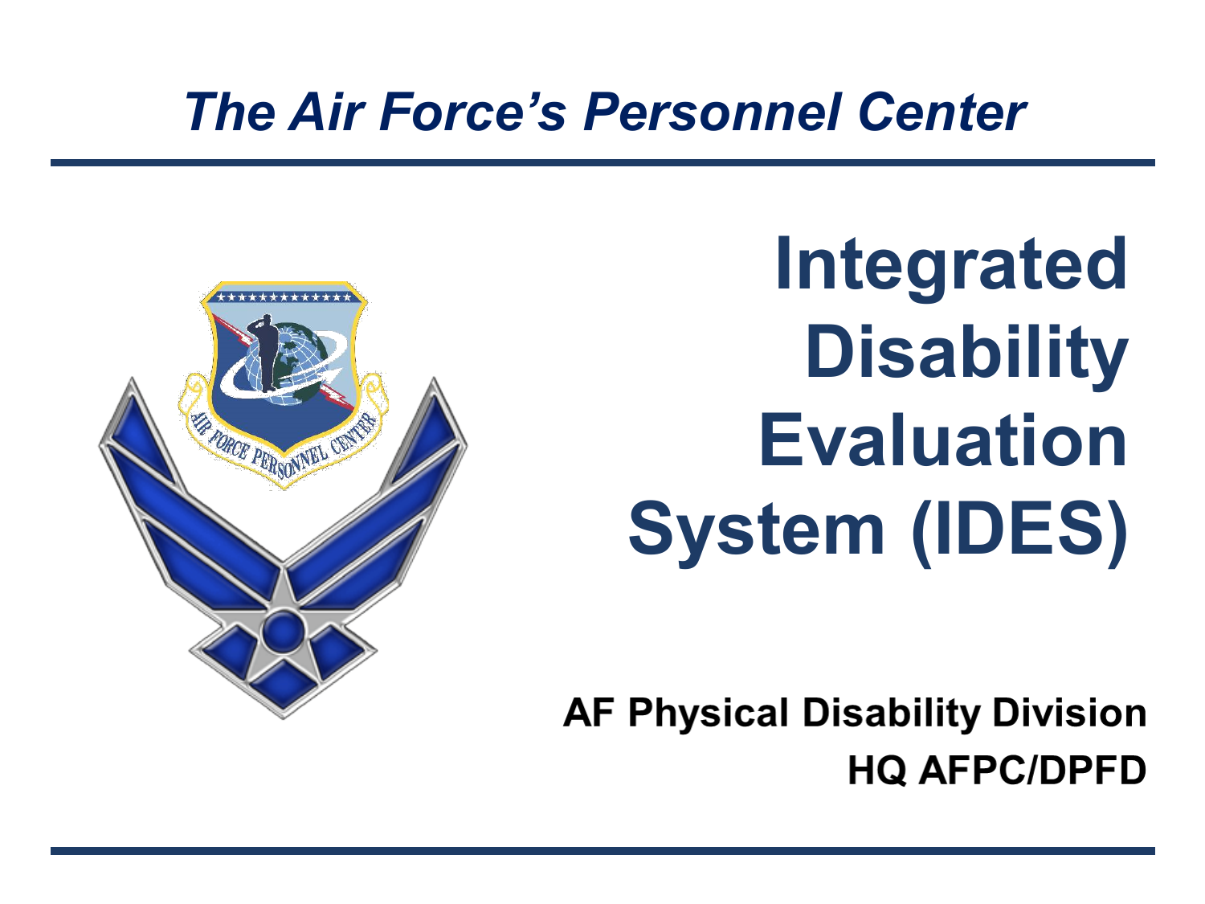*The Air Force's Personnel Center*

# Integrated Disability Evaluation System (IDES)

**AF Physical Disability Division**

**HQ AFPC/DPFD**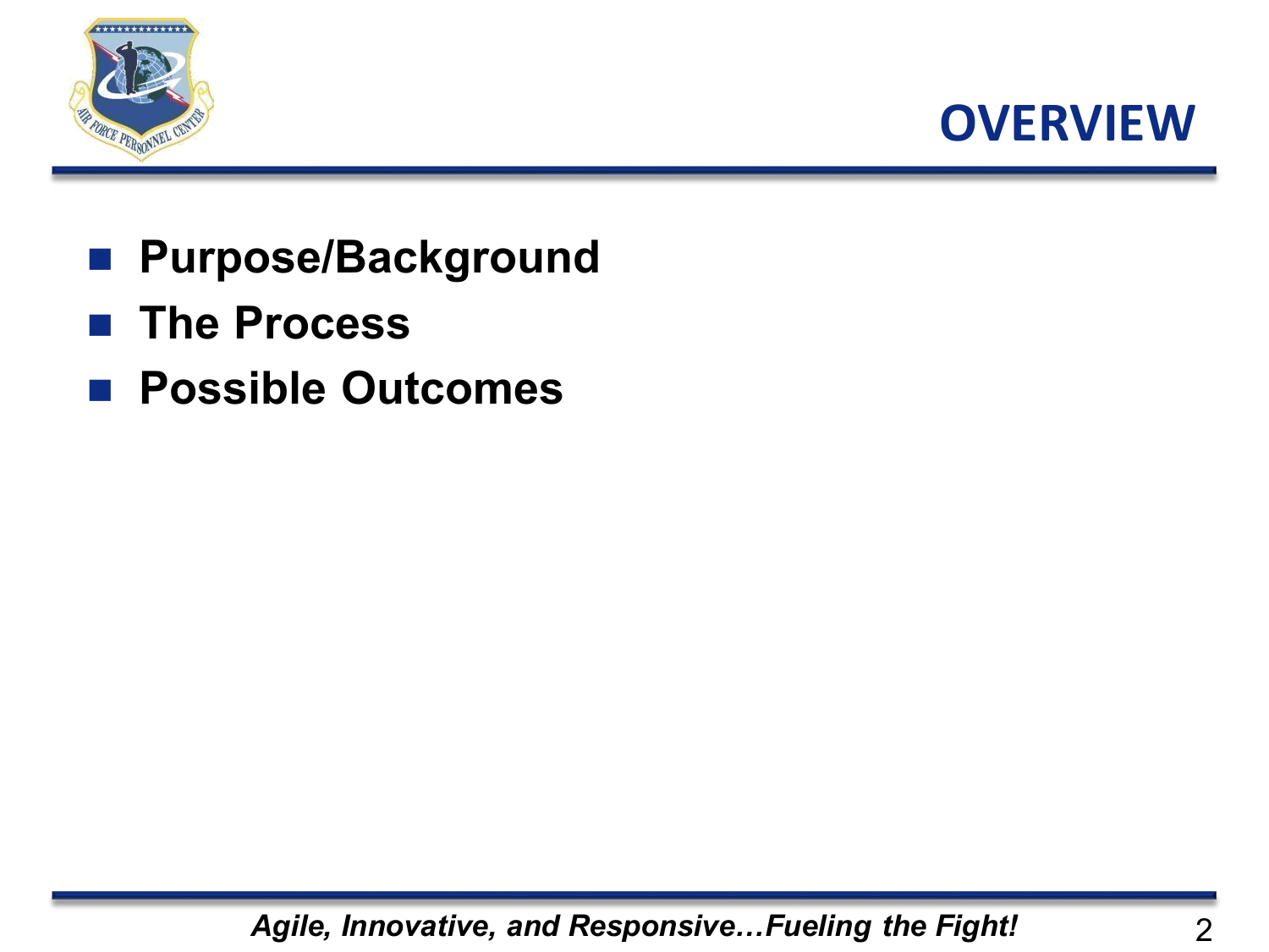# OVERVIEW

- **Purpose/Background**
- **The Process**
- **Possible Outcomes**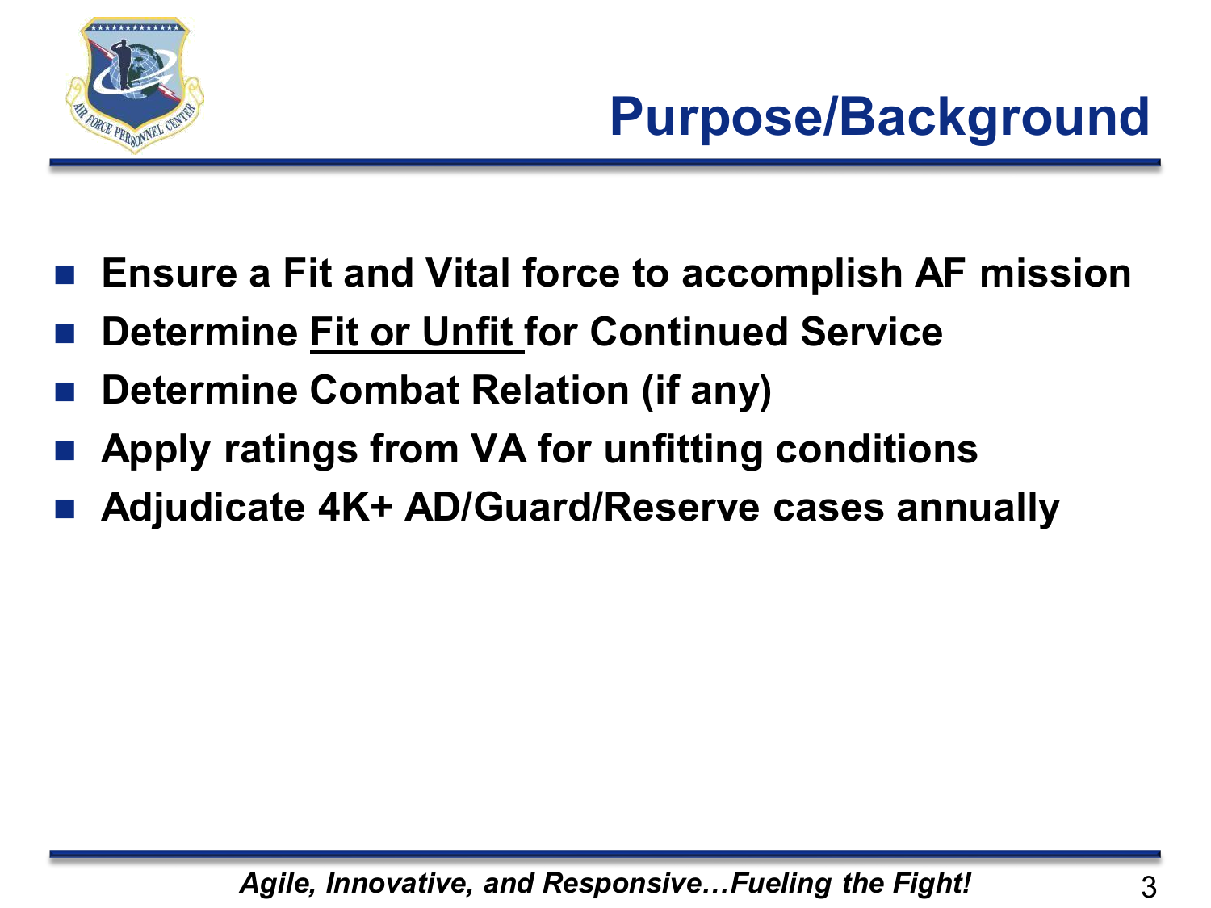# Purpose/Background

- **Ensure a Fit and Vital force to accomplish AF mission**
- **Determine Fit or Unfit for Continued Service**
- **Determine Combat Relation (if any)**
- **Apply ratings from VA for unfitting conditions**
- **Adjudicate 4K+ AD/Guard/Reserve cases annually**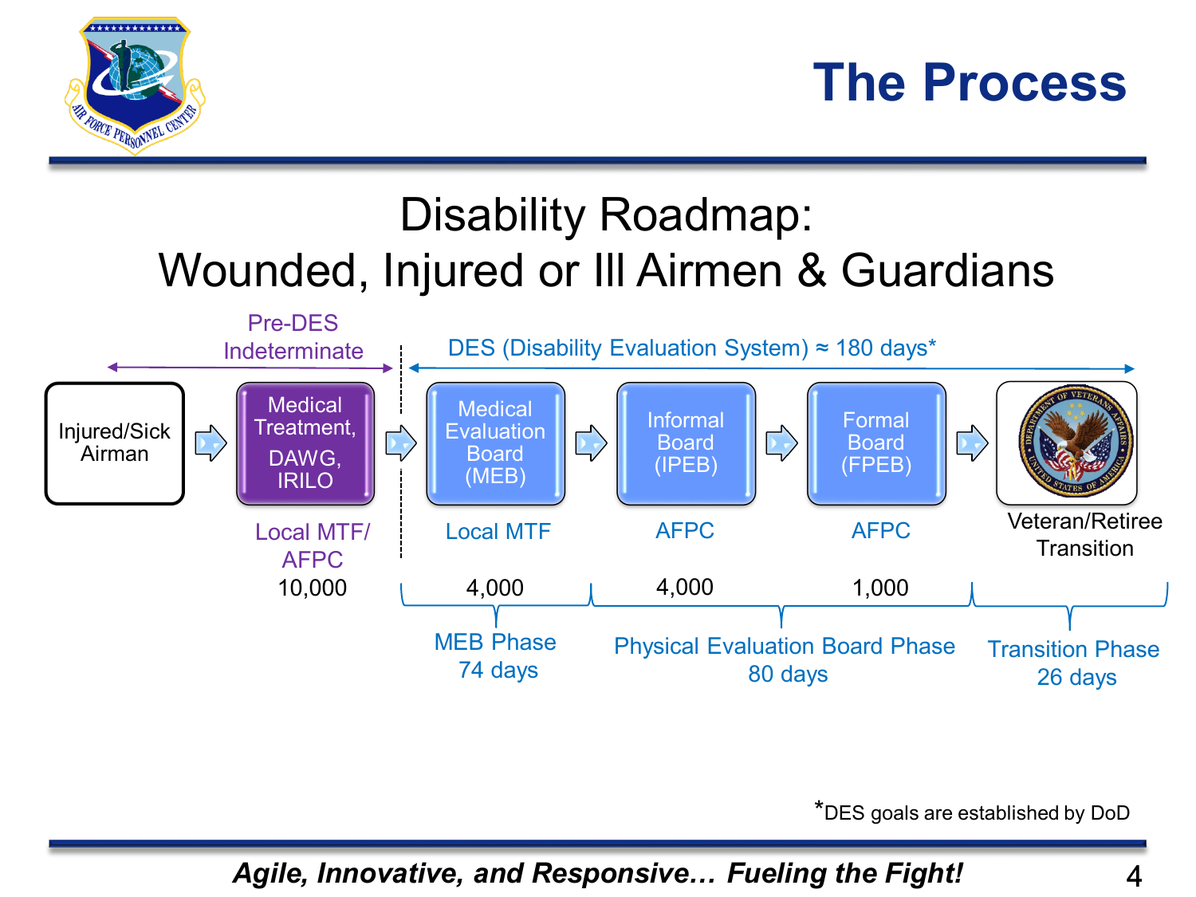# The Process

## Disability Roadmap: Wounded, Injured or Ill Airmen & Guardians

Pre-DES Indeterminate

DES (Disability Evaluation System) ≈ 180 days*

| Injured/Sick Airman | Medical Treatment, DAWG, IRILO | Medical Evaluation Board (MEB) | Informal Board (IPEB) | Formal Board (FPEB) | Veteran/Retiree Transition |
|---|---|---|---|---|---|
| | Local MTF/ AFPC | Local MTF | AFPC | AFPC | |
| | 10,000 | 4,000 | 4,000 | 1,000 | |

- MEB Phase: 74 days
- Physical Evaluation Board Phase: 80 days
- Transition Phase: 26 days

*DES goals are established by DoD

*Agile, Innovative, and Responsive… Fueling the Fight!*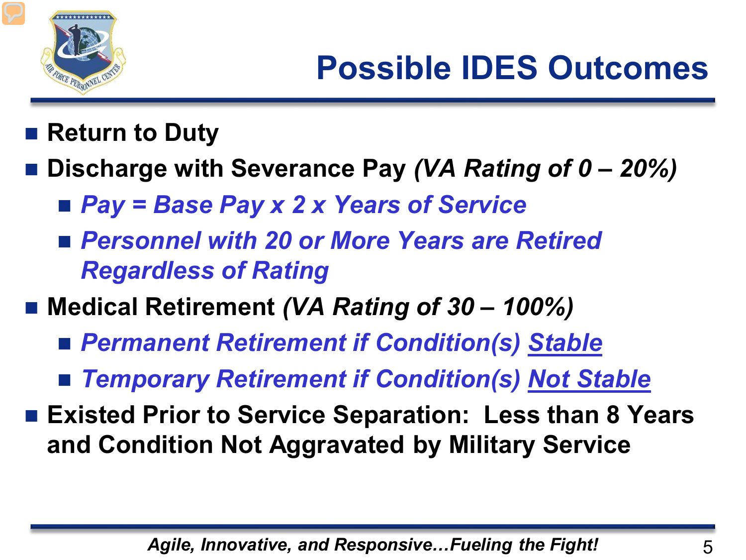# Possible IDES Outcomes

- **Return to Duty**
- **Discharge with Severance Pay** ***(VA Rating of 0 – 20%)***
  - ***Pay = Base Pay x 2 x Years of Service***
  - ***Personnel with 20 or More Years are Retired Regardless of Rating***
- **Medical Retirement** ***(VA Rating of 30 – 100%)***
  - ***Permanent Retirement if Condition(s) Stable***
  - ***Temporary Retirement if Condition(s) Not Stable***
- **Existed Prior to Service Separation: Less than 8 Years and Condition Not Aggravated by Military Service**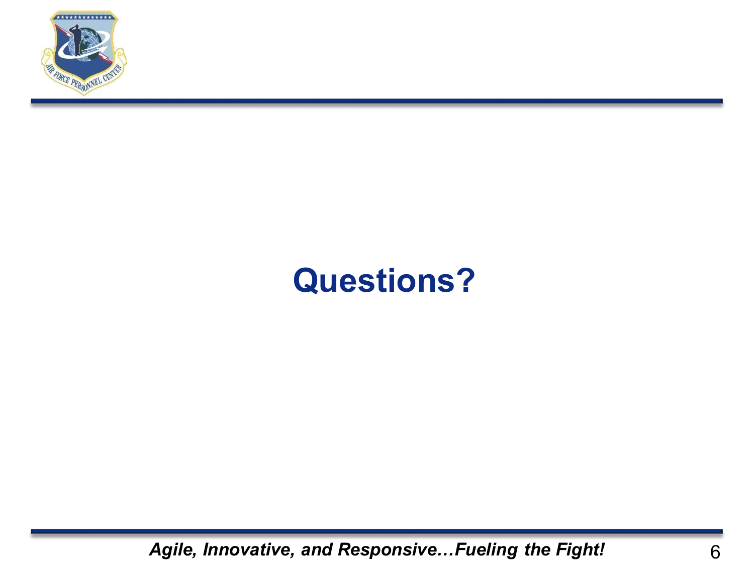# Questions?